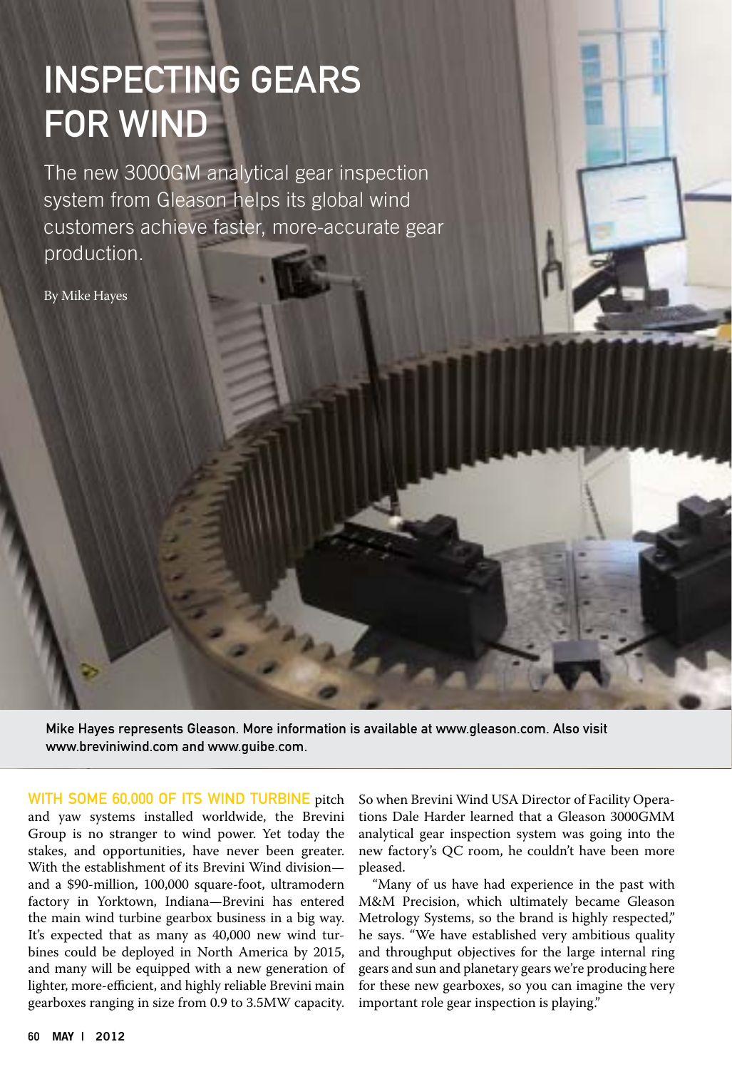# INSPECTING GEARS FOR WIND

The new 3000GM analytical gear inspection system from Gleason helps its global wind customers achieve faster, more-accurate gear production.

By Mike Hayes

Mike Hayes represents Gleason. More information is available at www.gleason.com. Also visit www.breviniwind.com and www.guibe.com.

**WITH SOME 60,000 OF ITS WIND TURBINE** pitch and yaw systems installed worldwide, the Brevini Group is no stranger to wind power. Yet today the stakes, and opportunities, have never been greater. With the establishment of its Brevini Wind division—and a $90-million, 100,000 square-foot, ultramodern factory in Yorktown, Indiana—Brevini has entered the main wind turbine gearbox business in a big way. It's expected that as many as 40,000 new wind turbines could be deployed in North America by 2015, and many will be equipped with a new generation of lighter, more-efficient, and highly reliable Brevini main gearboxes ranging in size from 0.9 to 3.5MW capacity. So when Brevini Wind USA Director of Facility Operations Dale Harder learned that a Gleason 3000GMM analytical gear inspection system was going into the new factory's QC room, he couldn't have been more pleased.

"Many of us have had experience in the past with M&M Precision, which ultimately became Gleason Metrology Systems, so the brand is highly respected," he says. "We have established very ambitious quality and throughput objectives for the large internal ring gears and sun and planetary gears we're producing here for these new gearboxes, so you can imagine the very important role gear inspection is playing."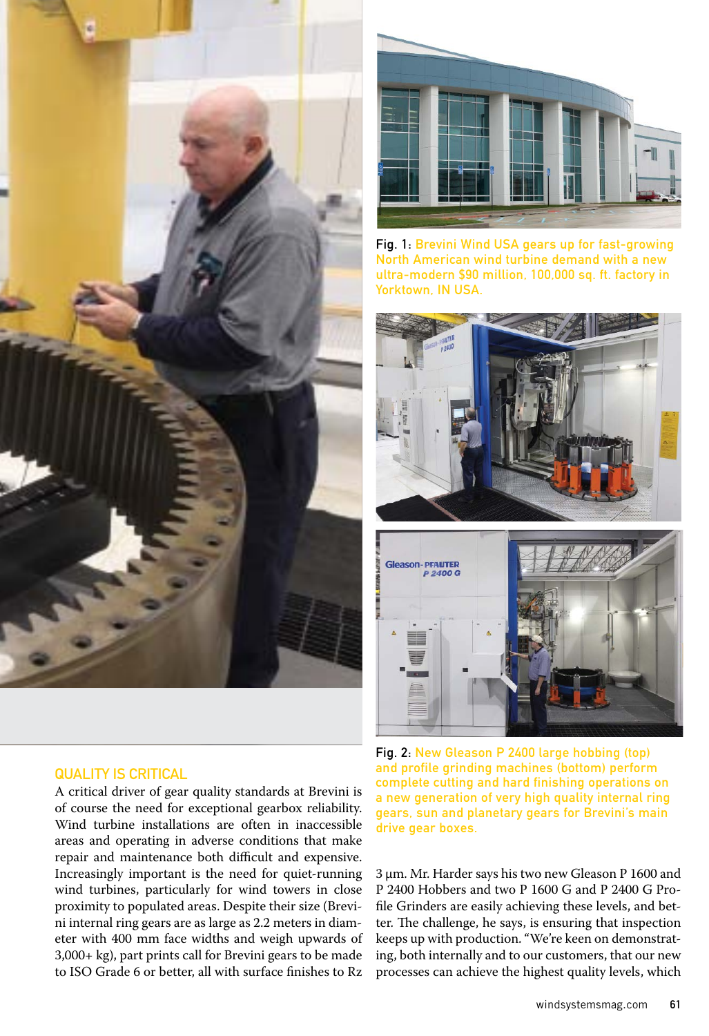Fig. 1: Brevini Wind USA gears up for fast-growing North American wind turbine demand with a new ultra-modern $90 million, 100,000 sq. ft. factory in Yorktown, IN USA.

Fig. 2: New Gleason P 2400 large hobbing (top) and profile grinding machines (bottom) perform complete cutting and hard finishing operations on a new generation of very high quality internal ring gears, sun and planetary gears for Brevini's main drive gear boxes.

## QUALITY IS CRITICAL

A critical driver of gear quality standards at Brevini is of course the need for exceptional gearbox reliability. Wind turbine installations are often in inaccessible areas and operating in adverse conditions that make repair and maintenance both difficult and expensive. Increasingly important is the need for quiet-running wind turbines, particularly for wind towers in close proximity to populated areas. Despite their size (Brevini internal ring gears are as large as 2.2 meters in diameter with 400 mm face widths and weigh upwards of 3,000+ kg), part prints call for Brevini gears to be made to ISO Grade 6 or better, all with surface finishes to Rz 3 µm. Mr. Harder says his two new Gleason P 1600 and P 2400 Hobbers and two P 1600 G and P 2400 G Profile Grinders are easily achieving these levels, and better. The challenge, he says, is ensuring that inspection keeps up with production. "We're keen on demonstrating, both internally and to our customers, that our new processes can achieve the highest quality levels, which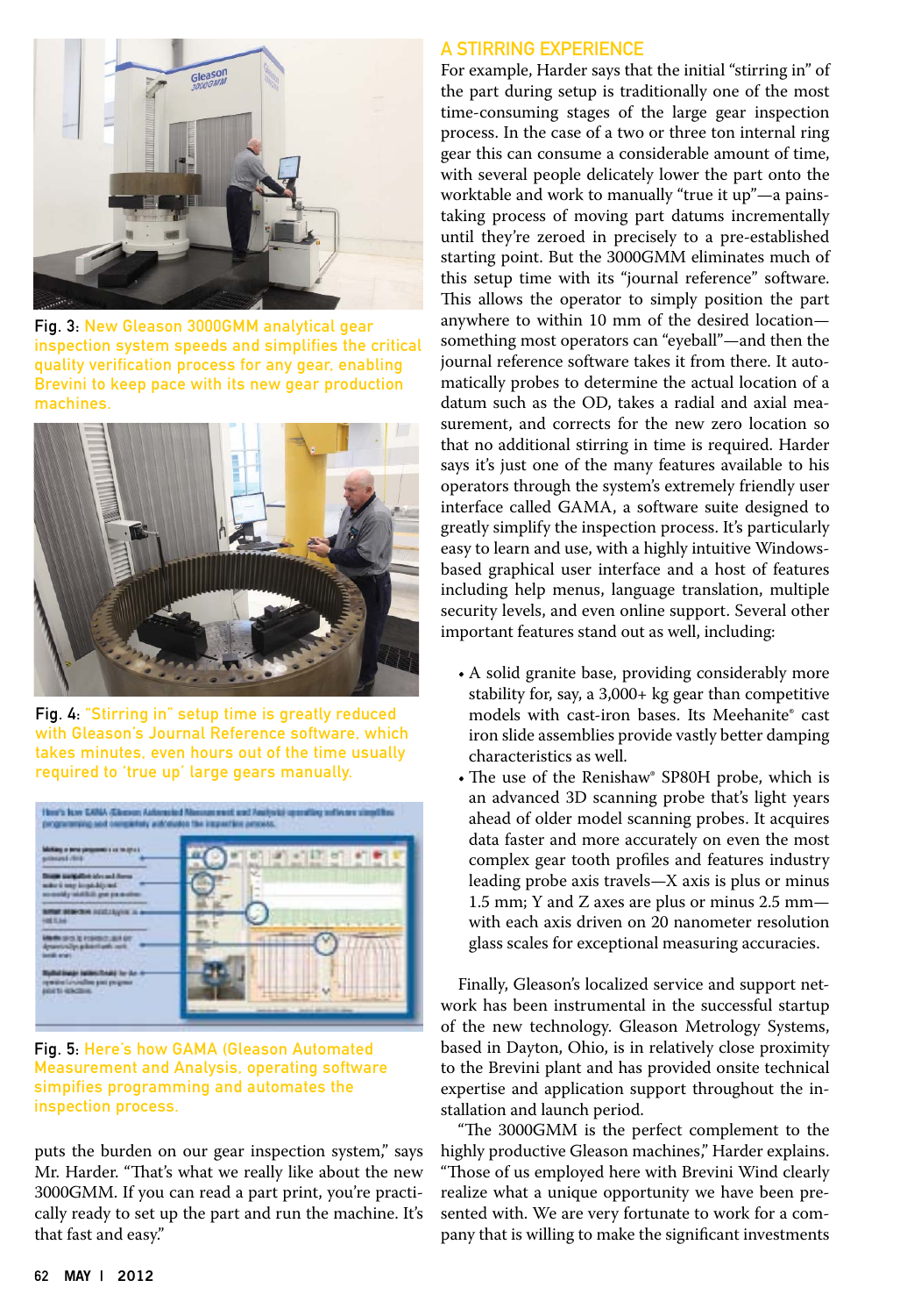Fig. 3: New Gleason 3000GMM analytical gear inspection system speeds and simplifies the critical quality verification process for any gear, enabling Brevini to keep pace with its new gear production machines.

Fig. 4: "Stirring in" setup time is greatly reduced with Gleason's Journal Reference software, which takes minutes, even hours out of the time usually required to 'true up' large gears manually.

Fig. 5: Here's how GAMA (Gleason Automated Measurement and Analysis, operating software simpifies programming and automates the inspection process.

puts the burden on our gear inspection system," says Mr. Harder. "That's what we really like about the new 3000GMM. If you can read a part print, you're practically ready to set up the part and run the machine. It's that fast and easy."

## A STIRRING EXPERIENCE

For example, Harder says that the initial "stirring in" of the part during setup is traditionally one of the most time-consuming stages of the large gear inspection process. In the case of a two or three ton internal ring gear this can consume a considerable amount of time, with several people delicately lower the part onto the worktable and work to manually "true it up"—a painstaking process of moving part datums incrementally until they're zeroed in precisely to a pre-established starting point. But the 3000GMM eliminates much of this setup time with its "journal reference" software. This allows the operator to simply position the part anywhere to within 10 mm of the desired location—something most operators can "eyeball"—and then the journal reference software takes it from there. It automatically probes to determine the actual location of a datum such as the OD, takes a radial and axial measurement, and corrects for the new zero location so that no additional stirring in time is required. Harder says it's just one of the many features available to his operators through the system's extremely friendly user interface called GAMA, a software suite designed to greatly simplify the inspection process. It's particularly easy to learn and use, with a highly intuitive Windows-based graphical user interface and a host of features including help menus, language translation, multiple security levels, and even online support. Several other important features stand out as well, including:

- A solid granite base, providing considerably more stability for, say, a 3,000+ kg gear than competitive models with cast-iron bases. Its Meehanite® cast iron slide assemblies provide vastly better damping characteristics as well.
- The use of the Renishaw® SP80H probe, which is an advanced 3D scanning probe that's light years ahead of older model scanning probes. It acquires data faster and more accurately on even the most complex gear tooth profiles and features industry leading probe axis travels—X axis is plus or minus 1.5 mm; Y and Z axes are plus or minus 2.5 mm—with each axis driven on 20 nanometer resolution glass scales for exceptional measuring accuracies.

Finally, Gleason's localized service and support network has been instrumental in the successful startup of the new technology. Gleason Metrology Systems, based in Dayton, Ohio, is in relatively close proximity to the Brevini plant and has provided onsite technical expertise and application support throughout the installation and launch period.

"The 3000GMM is the perfect complement to the highly productive Gleason machines," Harder explains. "Those of us employed here with Brevini Wind clearly realize what a unique opportunity we have been presented with. We are very fortunate to work for a company that is willing to make the significant investments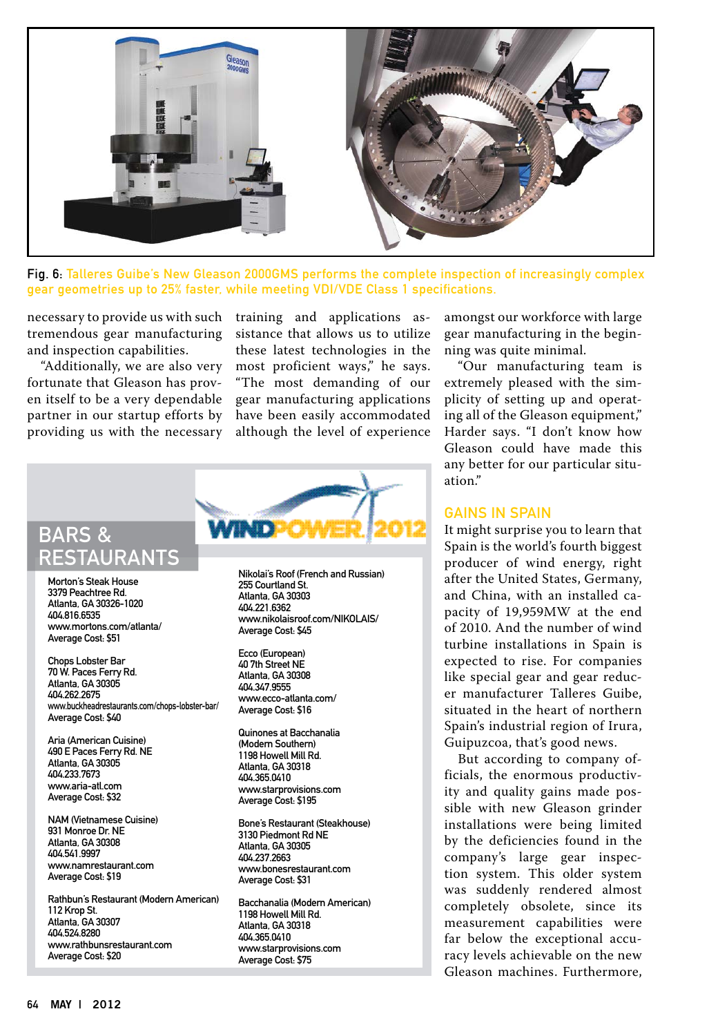Fig. 6: Talleres Guibe's New Gleason 2000GMS performs the complete inspection of increasingly complex gear geometries up to 25% faster, while meeting VDI/VDE Class 1 specifications.

necessary to provide us with such tremendous gear manufacturing and inspection capabilities.

"Additionally, we are also very fortunate that Gleason has proven itself to be a very dependable partner in our startup efforts by providing us with the necessary training and applications assistance that allows us to utilize these latest technologies in the most proficient ways," he says. "The most demanding of our gear manufacturing applications have been easily accommodated although the level of experience amongst our workforce with large gear manufacturing in the beginning was quite minimal.

"Our manufacturing team is extremely pleased with the simplicity of setting up and operating all of the Gleason equipment," Harder says. "I don't know how Gleason could have made this any better for our particular situation."

## GAINS IN SPAIN

It might surprise you to learn that Spain is the world's fourth biggest producer of wind energy, right after the United States, Germany, and China, with an installed capacity of 19,959MW at the end of 2010. And the number of wind turbine installations in Spain is expected to rise. For companies like special gear and gear reducer manufacturer Talleres Guibe, situated in the heart of northern Spain's industrial region of Irura, Guipuzcoa, that's good news.

But according to company officials, the enormous productivity and quality gains made possible with new Gleason grinder installations were being limited by the deficiencies found in the company's large gear inspection system. This older system was suddenly rendered almost completely obsolete, since its measurement capabilities were far below the exceptional accuracy levels achievable on the new Gleason machines. Furthermore,

---

WINDPOWER 2012

## BARS & RESTAURANTS

**Morton's Steak House**
3379 Peachtree Rd.
Atlanta, GA 30326-1020
404.816.6535
www.mortons.com/atlanta/
Average Cost: $51

**Chops Lobster Bar**
70 W. Paces Ferry Rd.
Atlanta, GA 30305
404.262.2675
www.buckheadrestaurants.com/chops-lobster-bar/
Average Cost: $40

**Aria (American Cuisine)**
490 E Paces Ferry Rd. NE
Atlanta, GA 30305
404.233.7673
www.aria-atl.com
Average Cost: $32

**NAM (Vietnamese Cuisine)**
931 Monroe Dr. NE
Atlanta, GA 30308
404.541.9997
www.namrestaurant.com
Average Cost: $19

**Rathbun's Restaurant (Modern American)**
112 Krop St.
Atlanta, GA 30307
404.524.8280
www.rathbunsrestaurant.com
Average Cost: $20

**Nikolai's Roof (French and Russian)**
255 Courtland St.
Atlanta, GA 30303
404.221.6362
www.nikolaisroof.com/NIKOLAIS/
Average Cost: $45

**Ecco (European)**
40 7th Street NE
Atlanta, GA 30308
404.347.9555
www.ecco-atlanta.com/
Average Cost: $16

**Quinones at Bacchanalia (Modern Southern)**
1198 Howell Mill Rd.
Atlanta, GA 30318
404.365.0410
www.starprovisions.com
Average Cost: $195

**Bone's Restaurant (Steakhouse)**
3130 Piedmont Rd NE
Atlanta, GA 30305
404.237.2663
www.bonesrestaurant.com
Average Cost: $31

**Bacchanalia (Modern American)**
1198 Howell Mill Rd.
Atlanta, GA 30318
404.365.0410
www.starprovisions.com
Average Cost: $75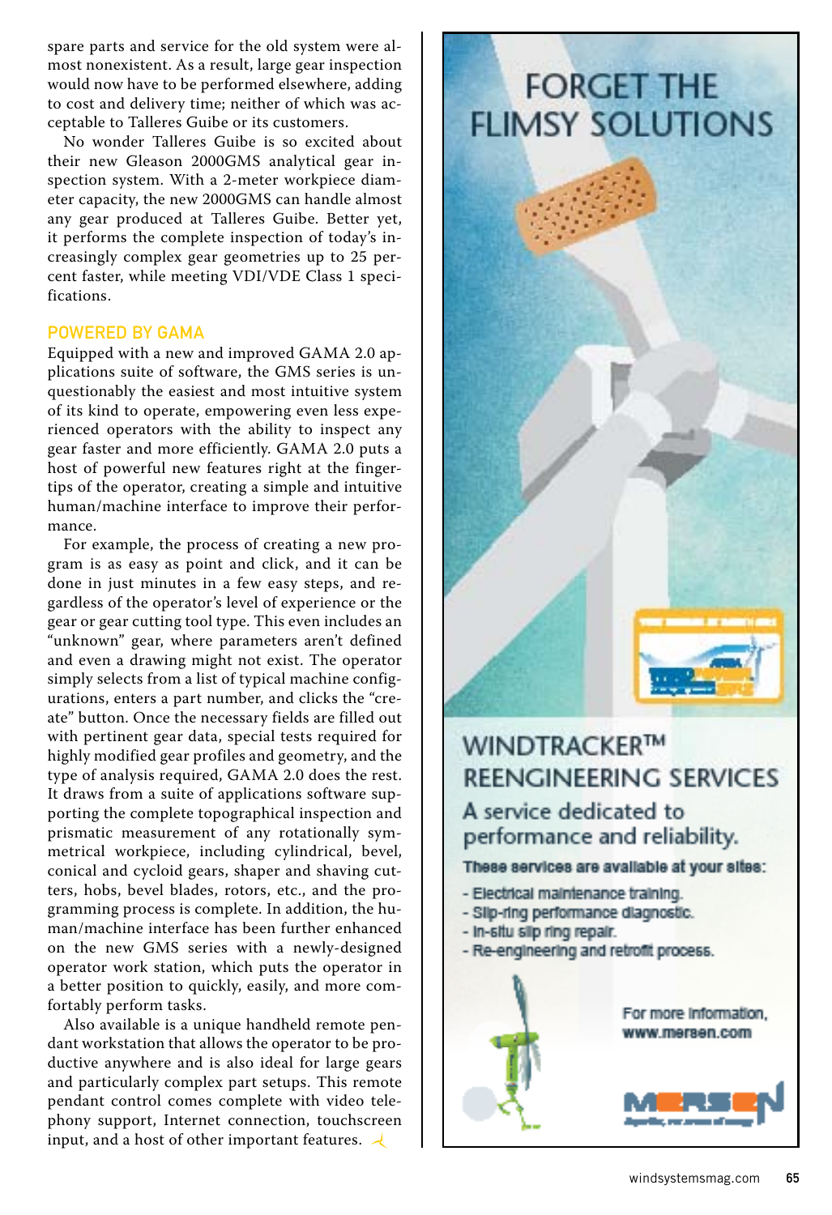spare parts and service for the old system were almost nonexistent. As a result, large gear inspection would now have to be performed elsewhere, adding to cost and delivery time; neither of which was acceptable to Talleres Guibe or its customers.

No wonder Talleres Guibe is so excited about their new Gleason 2000GMS analytical gear inspection system. With a 2-meter workpiece diameter capacity, the new 2000GMS can handle almost any gear produced at Talleres Guibe. Better yet, it performs the complete inspection of today's increasingly complex gear geometries up to 25 percent faster, while meeting VDI/VDE Class 1 specifications.

## POWERED BY GAMA

Equipped with a new and improved GAMA 2.0 applications suite of software, the GMS series is unquestionably the easiest and most intuitive system of its kind to operate, empowering even less experienced operators with the ability to inspect any gear faster and more efficiently. GAMA 2.0 puts a host of powerful new features right at the fingertips of the operator, creating a simple and intuitive human/machine interface to improve their performance.

For example, the process of creating a new program is as easy as point and click, and it can be done in just minutes in a few easy steps, and regardless of the operator's level of experience or the gear or gear cutting tool type. This even includes an "unknown" gear, where parameters aren't defined and even a drawing might not exist. The operator simply selects from a list of typical machine configurations, enters a part number, and clicks the "create" button. Once the necessary fields are filled out with pertinent gear data, special tests required for highly modified gear profiles and geometry, and the type of analysis required, GAMA 2.0 does the rest. It draws from a suite of applications software supporting the complete topographical inspection and prismatic measurement of any rotationally symmetrical workpiece, including cylindrical, bevel, conical and cycloid gears, shaper and shaving cutters, hobs, bevel blades, rotors, etc., and the programming process is complete. In addition, the human/machine interface has been further enhanced on the new GMS series with a newly-designed operator work station, which puts the operator in a better position to quickly, easily, and more comfortably perform tasks.

Also available is a unique handheld remote pendant workstation that allows the operator to be productive anywhere and is also ideal for large gears and particularly complex part setups. This remote pendant control comes complete with video telephony support, Internet connection, touchscreen input, and a host of other important features.

FORGET THE FLIMSY SOLUTIONS

WINDTRACKER™ REENGINEERING SERVICES

A service dedicated to performance and reliability.

These services are available at your sites:

- Electrical maintenance training.
- Slip-ring performance diagnostic.
- In-situ slip ring repair.
- Re-engineering and retrofit process.

For more information, www.mersen.com

MERSEN